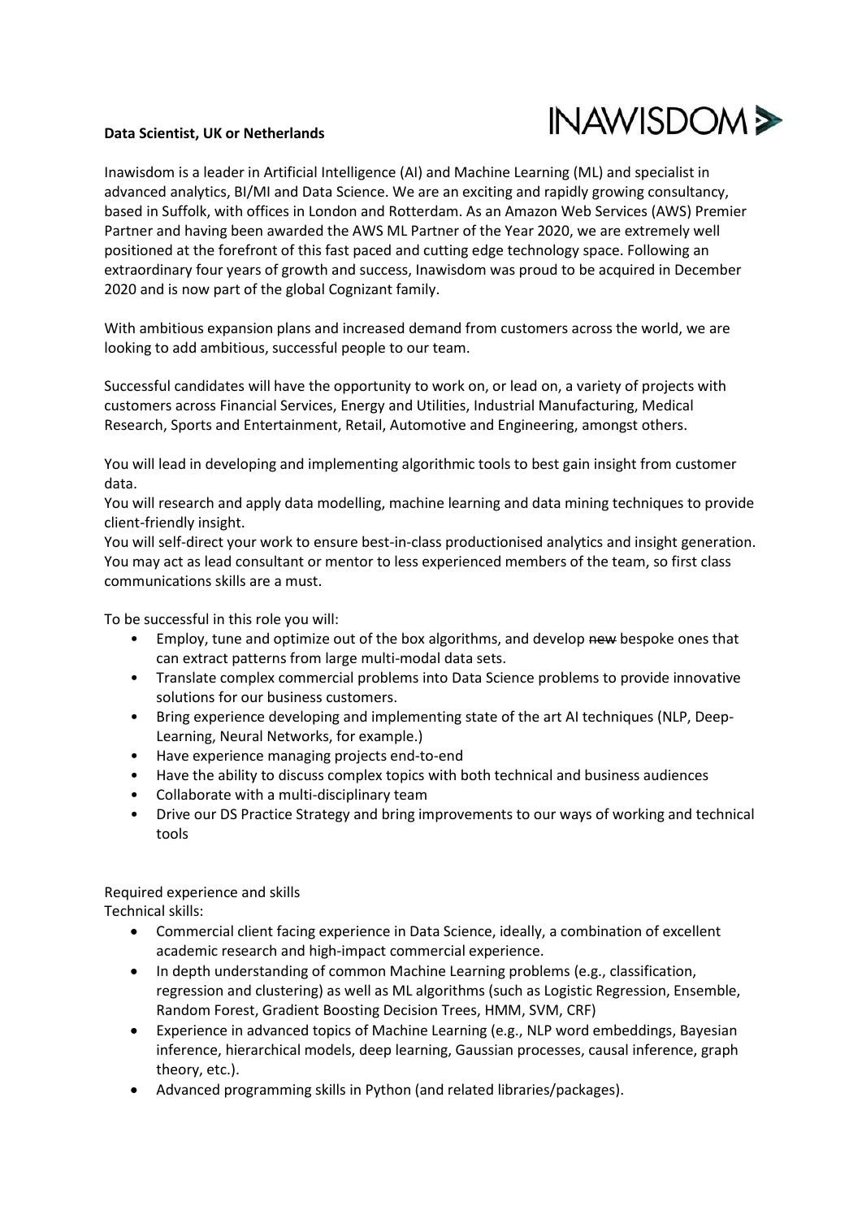**Data Scientist, UK or Netherlands**

INAWISDOM

Inawisdom is a leader in Artificial Intelligence (AI) and Machine Learning (ML) and specialist in advanced analytics, BI/MI and Data Science. We are an exciting and rapidly growing consultancy, based in Suffolk, with offices in London and Rotterdam. As an Amazon Web Services (AWS) Premier Partner and having been awarded the AWS ML Partner of the Year 2020, we are extremely well positioned at the forefront of this fast paced and cutting edge technology space. Following an extraordinary four years of growth and success, Inawisdom was proud to be acquired in December 2020 and is now part of the global Cognizant family.

With ambitious expansion plans and increased demand from customers across the world, we are looking to add ambitious, successful people to our team.

Successful candidates will have the opportunity to work on, or lead on, a variety of projects with customers across Financial Services, Energy and Utilities, Industrial Manufacturing, Medical Research, Sports and Entertainment, Retail, Automotive and Engineering, amongst others.

You will lead in developing and implementing algorithmic tools to best gain insight from customer data.
You will research and apply data modelling, machine learning and data mining techniques to provide client-friendly insight.
You will self-direct your work to ensure best-in-class productionised analytics and insight generation.
You may act as lead consultant or mentor to less experienced members of the team, so first class communications skills are a must.

To be successful in this role you will:

- Employ, tune and optimize out of the box algorithms, and develop ~~new~~ bespoke ones that can extract patterns from large multi-modal data sets.
- Translate complex commercial problems into Data Science problems to provide innovative solutions for our business customers.
- Bring experience developing and implementing state of the art AI techniques (NLP, Deep-Learning, Neural Networks, for example.)
- Have experience managing projects end-to-end
- Have the ability to discuss complex topics with both technical and business audiences
- Collaborate with a multi-disciplinary team
- Drive our DS Practice Strategy and bring improvements to our ways of working and technical tools

Required experience and skills
Technical skills:

- Commercial client facing experience in Data Science, ideally, a combination of excellent academic research and high-impact commercial experience.
- In depth understanding of common Machine Learning problems (e.g., classification, regression and clustering) as well as ML algorithms (such as Logistic Regression, Ensemble, Random Forest, Gradient Boosting Decision Trees, HMM, SVM, CRF)
- Experience in advanced topics of Machine Learning (e.g., NLP word embeddings, Bayesian inference, hierarchical models, deep learning, Gaussian processes, causal inference, graph theory, etc.).
- Advanced programming skills in Python (and related libraries/packages).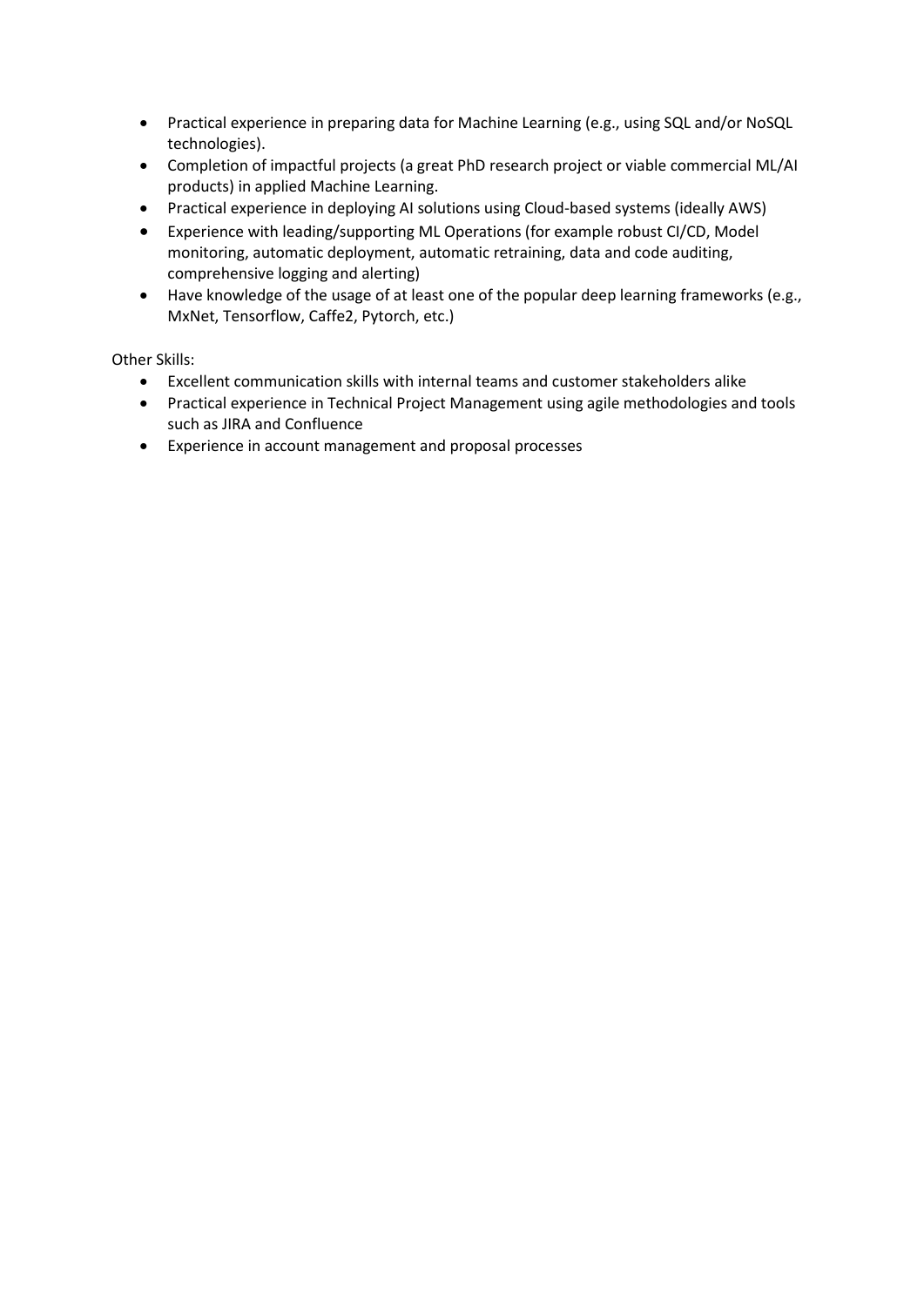- Practical experience in preparing data for Machine Learning (e.g., using SQL and/or NoSQL technologies).
- Completion of impactful projects (a great PhD research project or viable commercial ML/AI products) in applied Machine Learning.
- Practical experience in deploying AI solutions using Cloud-based systems (ideally AWS)
- Experience with leading/supporting ML Operations (for example robust CI/CD, Model monitoring, automatic deployment, automatic retraining, data and code auditing, comprehensive logging and alerting)
- Have knowledge of the usage of at least one of the popular deep learning frameworks (e.g., MxNet, Tensorflow, Caffe2, Pytorch, etc.)

Other Skills:

- Excellent communication skills with internal teams and customer stakeholders alike
- Practical experience in Technical Project Management using agile methodologies and tools such as JIRA and Confluence
- Experience in account management and proposal processes